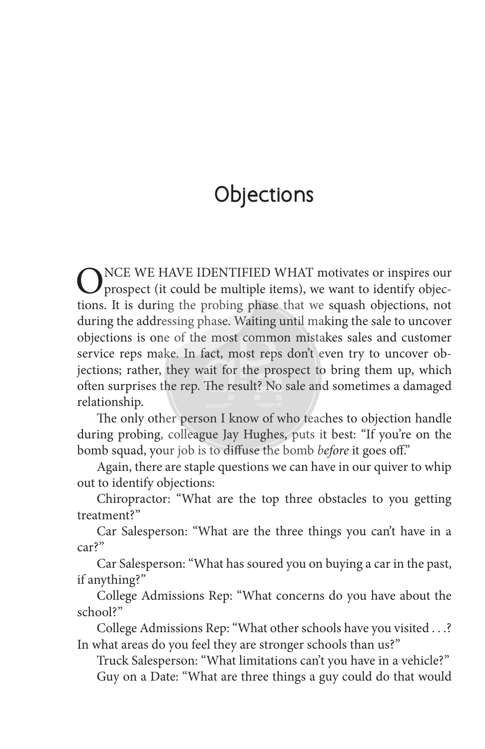# Objections

ONCE WE HAVE IDENTIFIED WHAT motivates or inspires our prospect (it could be multiple items), we want to identify objections. It is during the probing phase that we squash objections, not during the addressing phase. Waiting until making the sale to uncover objections is one of the most common mistakes sales and customer service reps make. In fact, most reps don't even try to uncover objections; rather, they wait for the prospect to bring them up, which often surprises the rep. The result? No sale and sometimes a damaged relationship.

The only other person I know of who teaches to objection handle during probing, colleague Jay Hughes, puts it best: "If you're on the bomb squad, your job is to diffuse the bomb *before* it goes off."

Again, there are staple questions we can have in our quiver to whip out to identify objections:

Chiropractor: "What are the top three obstacles to you getting treatment?"

Car Salesperson: "What are the three things you can't have in a car?"

Car Salesperson: "What has soured you on buying a car in the past, if anything?"

College Admissions Rep: "What concerns do you have about the school?"

College Admissions Rep: "What other schools have you visited . . .? In what areas do you feel they are stronger schools than us?"

Truck Salesperson: "What limitations can't you have in a vehicle?"

Guy on a Date: "What are three things a guy could do that would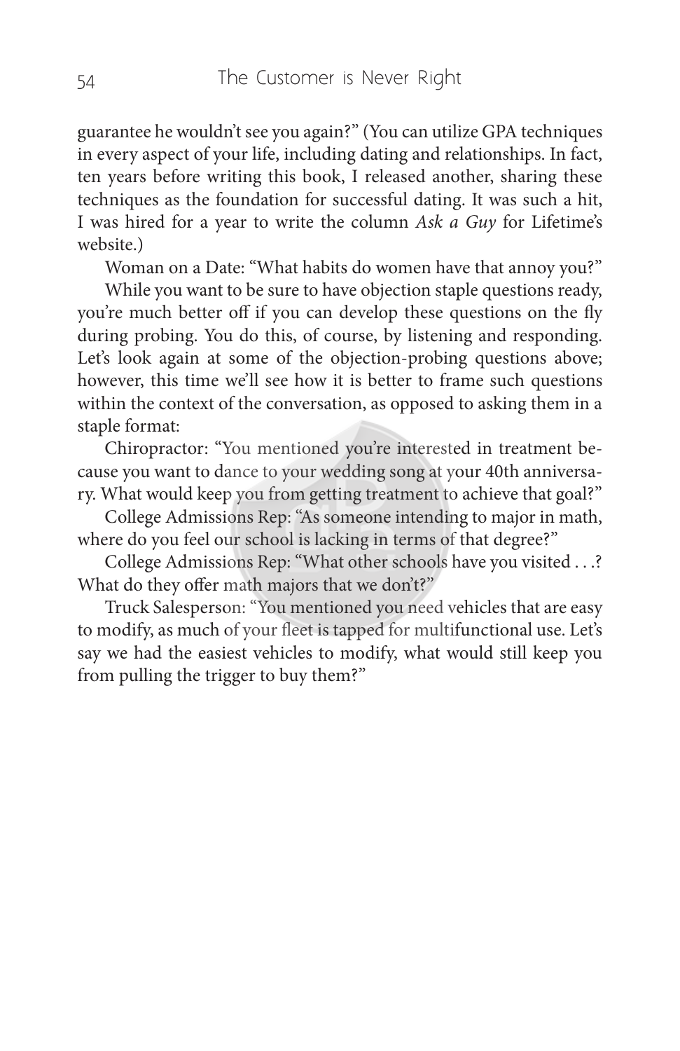guarantee he wouldn't see you again?" (You can utilize GPA techniques in every aspect of your life, including dating and relationships. In fact, ten years before writing this book, I released another, sharing these techniques as the foundation for successful dating. It was such a hit, I was hired for a year to write the column *Ask a Guy* for Lifetime's website.)

Woman on a Date: "What habits do women have that annoy you?"

While you want to be sure to have objection staple questions ready, you're much better off if you can develop these questions on the fly during probing. You do this, of course, by listening and responding. Let's look again at some of the objection-probing questions above; however, this time we'll see how it is better to frame such questions within the context of the conversation, as opposed to asking them in a staple format:

Chiropractor: "You mentioned you're interested in treatment because you want to dance to your wedding song at your 40th anniversary. What would keep you from getting treatment to achieve that goal?"

College Admissions Rep: "As someone intending to major in math, where do you feel our school is lacking in terms of that degree?"

College Admissions Rep: "What other schools have you visited . . .? What do they offer math majors that we don't?"

Truck Salesperson: "You mentioned you need vehicles that are easy to modify, as much of your fleet is tapped for multifunctional use. Let's say we had the easiest vehicles to modify, what would still keep you from pulling the trigger to buy them?"